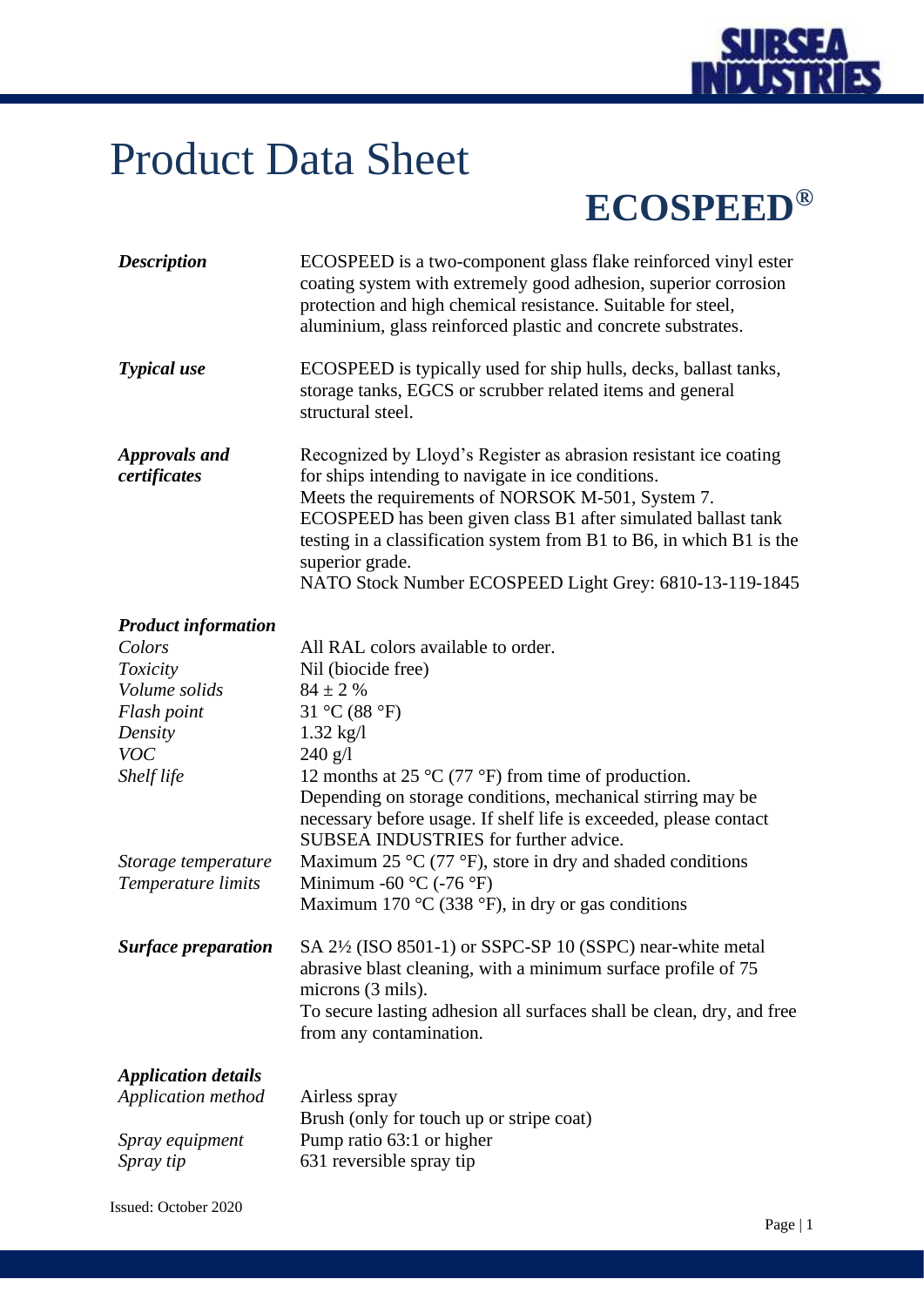# Product Data Sheet

## ECOSPEED®

| | |
|---|---|
| ***Description*** | ECOSPEED is a two-component glass flake reinforced vinyl ester coating system with extremely good adhesion, superior corrosion protection and high chemical resistance. Suitable for steel, aluminium, glass reinforced plastic and concrete substrates. |
| ***Typical use*** | ECOSPEED is typically used for ship hulls, decks, ballast tanks, storage tanks, EGCS or scrubber related items and general structural steel. |
| ***Approvals and certificates*** | Recognized by Lloyd's Register as abrasion resistant ice coating for ships intending to navigate in ice conditions.<br>Meets the requirements of NORSOK M-501, System 7.<br>ECOSPEED has been given class B1 after simulated ballast tank testing in a classification system from B1 to B6, in which B1 is the superior grade.<br>NATO Stock Number ECOSPEED Light Grey: 6810-13-119-1845 |
| ***Product information*** | |
| *Colors* | All RAL colors available to order. |
| *Toxicity* | Nil (biocide free) |
| *Volume solids* | 84 ± 2 % |
| *Flash point* | 31 °C (88 °F) |
| *Density* | 1.32 kg/l |
| *VOC* | 240 g/l |
| *Shelf life* | 12 months at 25 °C (77 °F) from time of production.<br>Depending on storage conditions, mechanical stirring may be necessary before usage. If shelf life is exceeded, please contact SUBSEA INDUSTRIES for further advice. |
| *Storage temperature* | Maximum 25 °C (77 °F), store in dry and shaded conditions |
| *Temperature limits* | Minimum -60 °C (-76 °F)<br>Maximum 170 °C (338 °F), in dry or gas conditions |
| ***Surface preparation*** | SA 2½ (ISO 8501-1) or SSPC-SP 10 (SSPC) near-white metal abrasive blast cleaning, with a minimum surface profile of 75 microns (3 mils).<br>To secure lasting adhesion all surfaces shall be clean, dry, and free from any contamination. |
| ***Application details*** | |
| *Application method* | Airless spray<br>Brush (only for touch up or stripe coat) |
| *Spray equipment* | Pump ratio 63:1 or higher |
| *Spray tip* | 631 reversible spray tip |

Issued: October 2020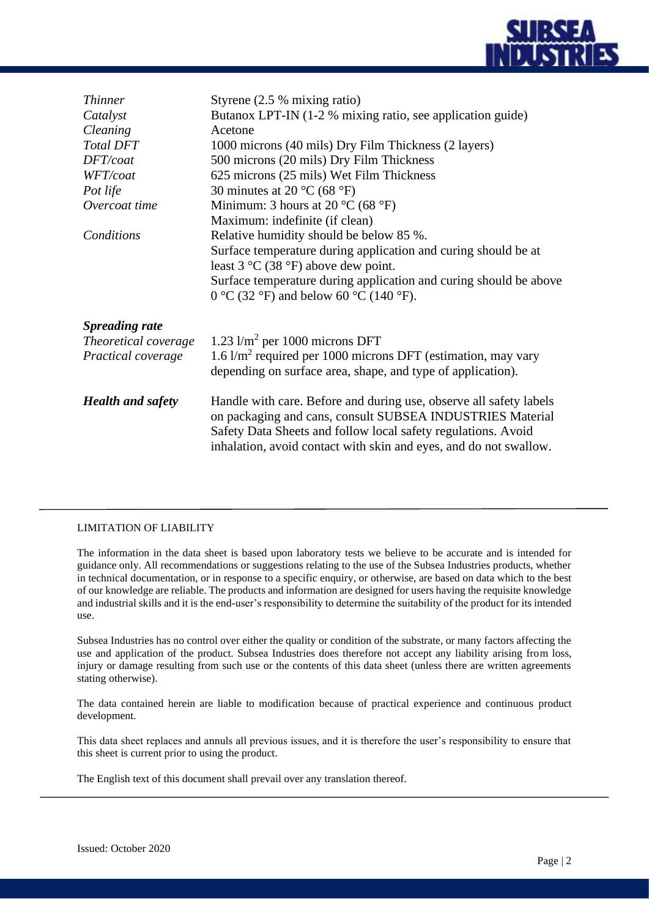| | |
|---|---|
| *Thinner* | Styrene (2.5 % mixing ratio) |
| *Catalyst* | Butanox LPT-IN (1-2 % mixing ratio, see application guide) |
| *Cleaning* | Acetone |
| *Total DFT* | 1000 microns (40 mils) Dry Film Thickness (2 layers) |
| *DFT/coat* | 500 microns (20 mils) Dry Film Thickness |
| *WFT/coat* | 625 microns (25 mils) Wet Film Thickness |
| *Pot life* | 30 minutes at 20 °C (68 °F) |
| *Overcoat time* | Minimum: 3 hours at 20 °C (68 °F)<br>Maximum: indefinite (if clean) |
| *Conditions* | Relative humidity should be below 85 %.<br>Surface temperature during application and curing should be at least 3 °C (38 °F) above dew point.<br>Surface temperature during application and curing should be above 0 °C (32 °F) and below 60 °C (140 °F). |

***Spreading rate***

| | |
|---|---|
| *Theoretical coverage* | 1.23 l/m$^2$ per 1000 microns DFT |
| *Practical coverage* | 1.6 l/m$^2$ required per 1000 microns DFT (estimation, may vary depending on surface area, shape, and type of application). |

***Health and safety***

Handle with care. Before and during use, observe all safety labels on packaging and cans, consult SUBSEA INDUSTRIES Material Safety Data Sheets and follow local safety regulations. Avoid inhalation, avoid contact with skin and eyes, and do not swallow.

---

LIMITATION OF LIABILITY

The information in the data sheet is based upon laboratory tests we believe to be accurate and is intended for guidance only. All recommendations or suggestions relating to the use of the Subsea Industries products, whether in technical documentation, or in response to a specific enquiry, or otherwise, are based on data which to the best of our knowledge are reliable. The products and information are designed for users having the requisite knowledge and industrial skills and it is the end-user's responsibility to determine the suitability of the product for its intended use.

Subsea Industries has no control over either the quality or condition of the substrate, or many factors affecting the use and application of the product. Subsea Industries does therefore not accept any liability arising from loss, injury or damage resulting from such use or the contents of this data sheet (unless there are written agreements stating otherwise).

The data contained herein are liable to modification because of practical experience and continuous product development.

This data sheet replaces and annuls all previous issues, and it is therefore the user's responsibility to ensure that this sheet is current prior to using the product.

The English text of this document shall prevail over any translation thereof.

---

Issued: October 2020